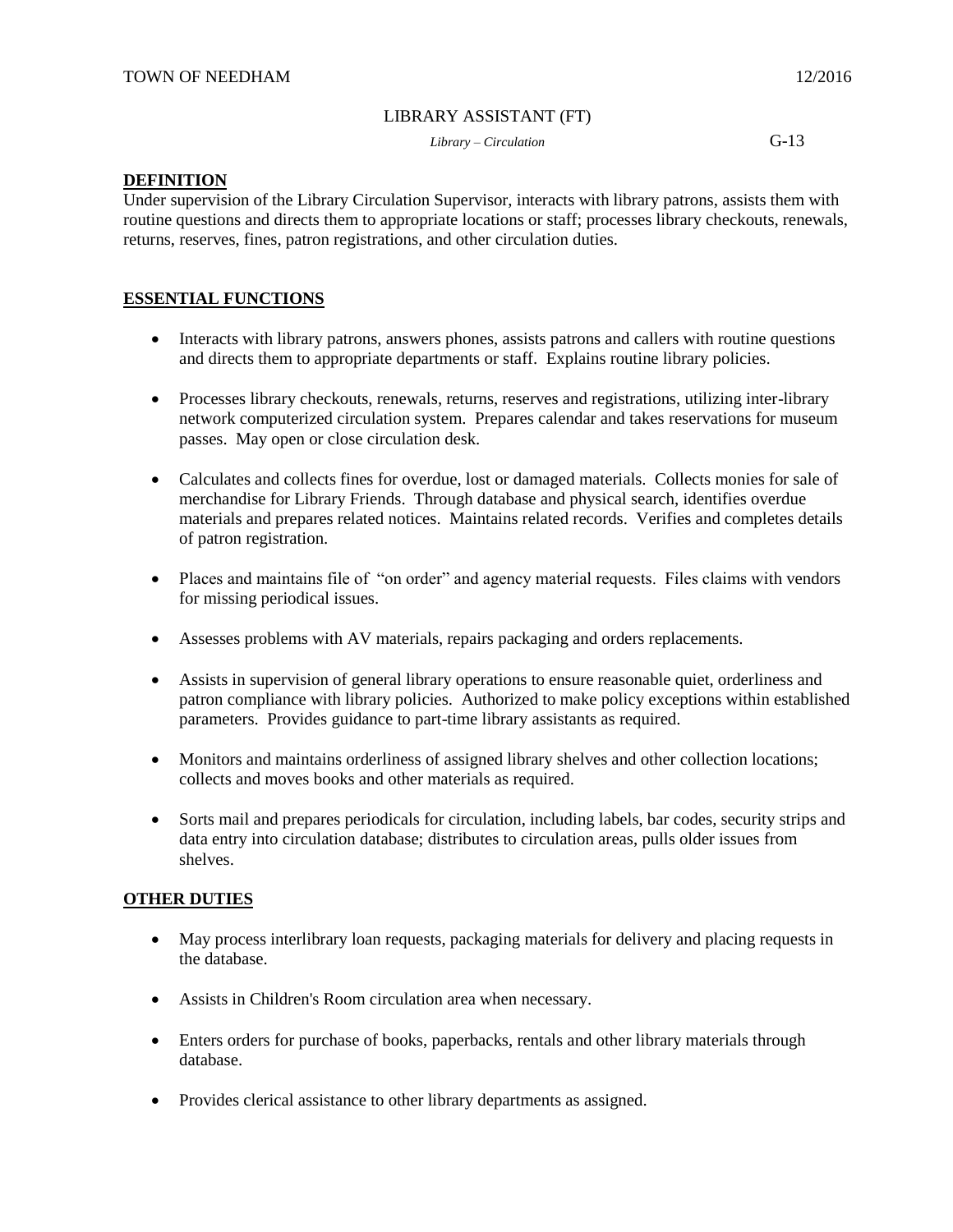TOWN OF NEEDHAM 12/2016

LIBRARY ASSISTANT (FT)

*Library – Circulation* G-13

## DEFINITION

Under supervision of the Library Circulation Supervisor, interacts with library patrons, assists them with routine questions and directs them to appropriate locations or staff; processes library checkouts, renewals, returns, reserves, fines, patron registrations, and other circulation duties.

## ESSENTIAL FUNCTIONS

- Interacts with library patrons, answers phones, assists patrons and callers with routine questions and directs them to appropriate departments or staff. Explains routine library policies.
- Processes library checkouts, renewals, returns, reserves and registrations, utilizing inter-library network computerized circulation system. Prepares calendar and takes reservations for museum passes. May open or close circulation desk.
- Calculates and collects fines for overdue, lost or damaged materials. Collects monies for sale of merchandise for Library Friends. Through database and physical search, identifies overdue materials and prepares related notices. Maintains related records. Verifies and completes details of patron registration.
- Places and maintains file of "on order" and agency material requests. Files claims with vendors for missing periodical issues.
- Assesses problems with AV materials, repairs packaging and orders replacements.
- Assists in supervision of general library operations to ensure reasonable quiet, orderliness and patron compliance with library policies. Authorized to make policy exceptions within established parameters. Provides guidance to part-time library assistants as required.
- Monitors and maintains orderliness of assigned library shelves and other collection locations; collects and moves books and other materials as required.
- Sorts mail and prepares periodicals for circulation, including labels, bar codes, security strips and data entry into circulation database; distributes to circulation areas, pulls older issues from shelves.

## OTHER DUTIES

- May process interlibrary loan requests, packaging materials for delivery and placing requests in the database.
- Assists in Children's Room circulation area when necessary.
- Enters orders for purchase of books, paperbacks, rentals and other library materials through database.
- Provides clerical assistance to other library departments as assigned.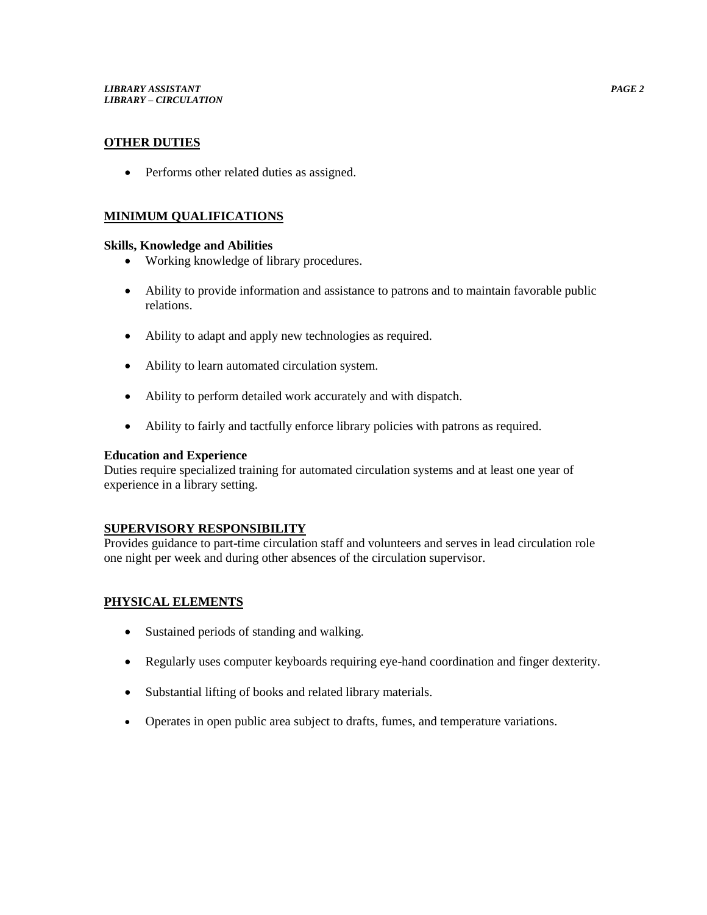## OTHER DUTIES

- Performs other related duties as assigned.

## MINIMUM QUALIFICATIONS

**Skills, Knowledge and Abilities**

- Working knowledge of library procedures.
- Ability to provide information and assistance to patrons and to maintain favorable public relations.
- Ability to adapt and apply new technologies as required.
- Ability to learn automated circulation system.
- Ability to perform detailed work accurately and with dispatch.
- Ability to fairly and tactfully enforce library policies with patrons as required.

**Education and Experience**

Duties require specialized training for automated circulation systems and at least one year of experience in a library setting.

## SUPERVISORY RESPONSIBILITY

Provides guidance to part-time circulation staff and volunteers and serves in lead circulation role one night per week and during other absences of the circulation supervisor.

## PHYSICAL ELEMENTS

- Sustained periods of standing and walking.
- Regularly uses computer keyboards requiring eye-hand coordination and finger dexterity.
- Substantial lifting of books and related library materials.
- Operates in open public area subject to drafts, fumes, and temperature variations.